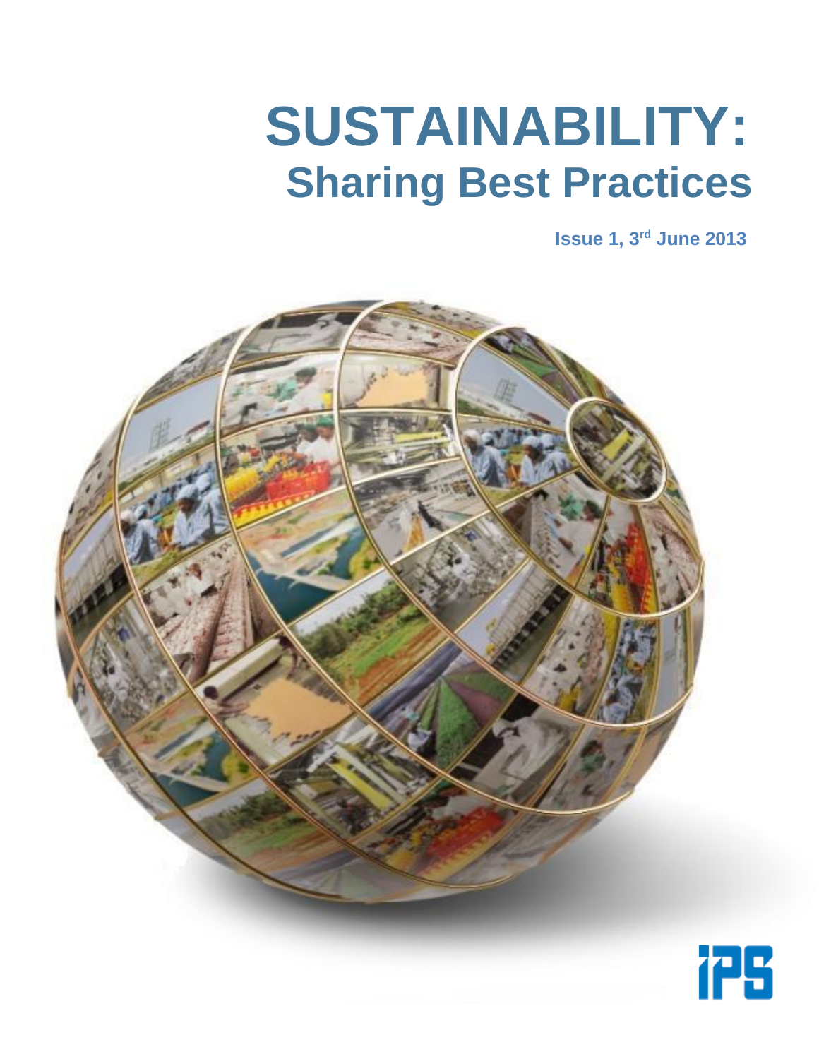# SUSTAINABILITY:
## Sharing Best Practices

**Issue 1, 3rd June 2013**

IPS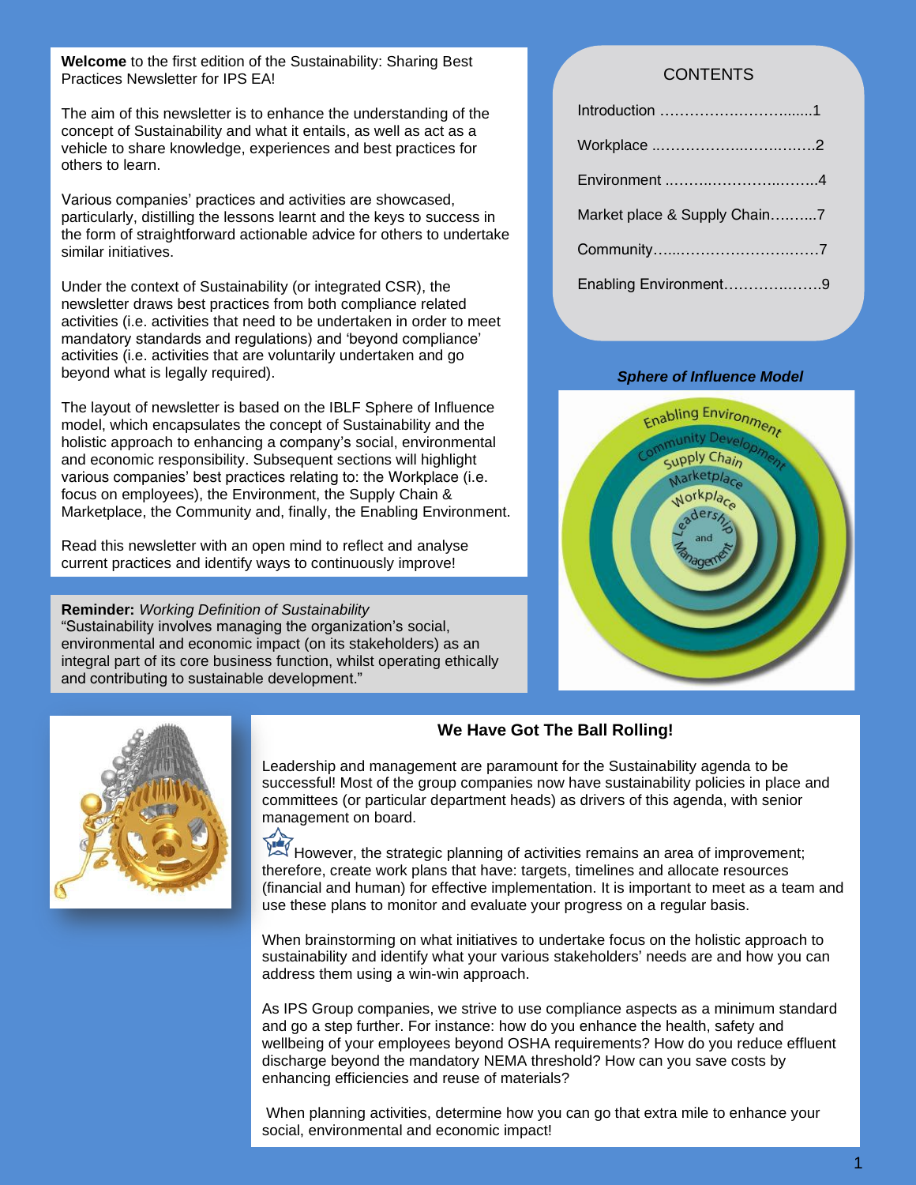**Welcome** to the first edition of the Sustainability: Sharing Best Practices Newsletter for IPS EA!

The aim of this newsletter is to enhance the understanding of the concept of Sustainability and what it entails, as well as act as a vehicle to share knowledge, experiences and best practices for others to learn.

Various companies' practices and activities are showcased, particularly, distilling the lessons learnt and the keys to success in the form of straightforward actionable advice for others to undertake similar initiatives.

Under the context of Sustainability (or integrated CSR), the newsletter draws best practices from both compliance related activities (i.e. activities that need to be undertaken in order to meet mandatory standards and regulations) and 'beyond compliance' activities (i.e. activities that are voluntarily undertaken and go beyond what is legally required).

The layout of newsletter is based on the IBLF Sphere of Influence model, which encapsulates the concept of Sustainability and the holistic approach to enhancing a company's social, environmental and economic responsibility. Subsequent sections will highlight various companies' best practices relating to: the Workplace (i.e. focus on employees), the Environment, the Supply Chain & Marketplace, the Community and, finally, the Enabling Environment.

Read this newsletter with an open mind to reflect and analyse current practices and identify ways to continuously improve!

**Reminder:** *Working Definition of Sustainability*
"Sustainability involves managing the organization's social, environmental and economic impact (on its stakeholders) as an integral part of its core business function, whilst operating ethically and contributing to sustainable development."

## CONTENTS

| | |
|---|---|
| Introduction | 1 |
| Workplace | 2 |
| Environment | 4 |
| Market place & Supply Chain | 7 |
| Community | 7 |
| Enabling Environment | 9 |

***Sphere of Influence Model***

Enabling Environment
Community Development
Supply Chain
Marketplace
Workplace
Leadership and Management

## We Have Got The Ball Rolling!

Leadership and management are paramount for the Sustainability agenda to be successful! Most of the group companies now have sustainability policies in place and committees (or particular department heads) as drivers of this agenda, with senior management on board.

However, the strategic planning of activities remains an area of improvement; therefore, create work plans that have: targets, timelines and allocate resources (financial and human) for effective implementation. It is important to meet as a team and use these plans to monitor and evaluate your progress on a regular basis.

When brainstorming on what initiatives to undertake focus on the holistic approach to sustainability and identify what your various stakeholders' needs are and how you can address them using a win-win approach.

As IPS Group companies, we strive to use compliance aspects as a minimum standard and go a step further. For instance: how do you enhance the health, safety and wellbeing of your employees beyond OSHA requirements? How do you reduce effluent discharge beyond the mandatory NEMA threshold? How can you save costs by enhancing efficiencies and reuse of materials?

When planning activities, determine how you can go that extra mile to enhance your social, environmental and economic impact!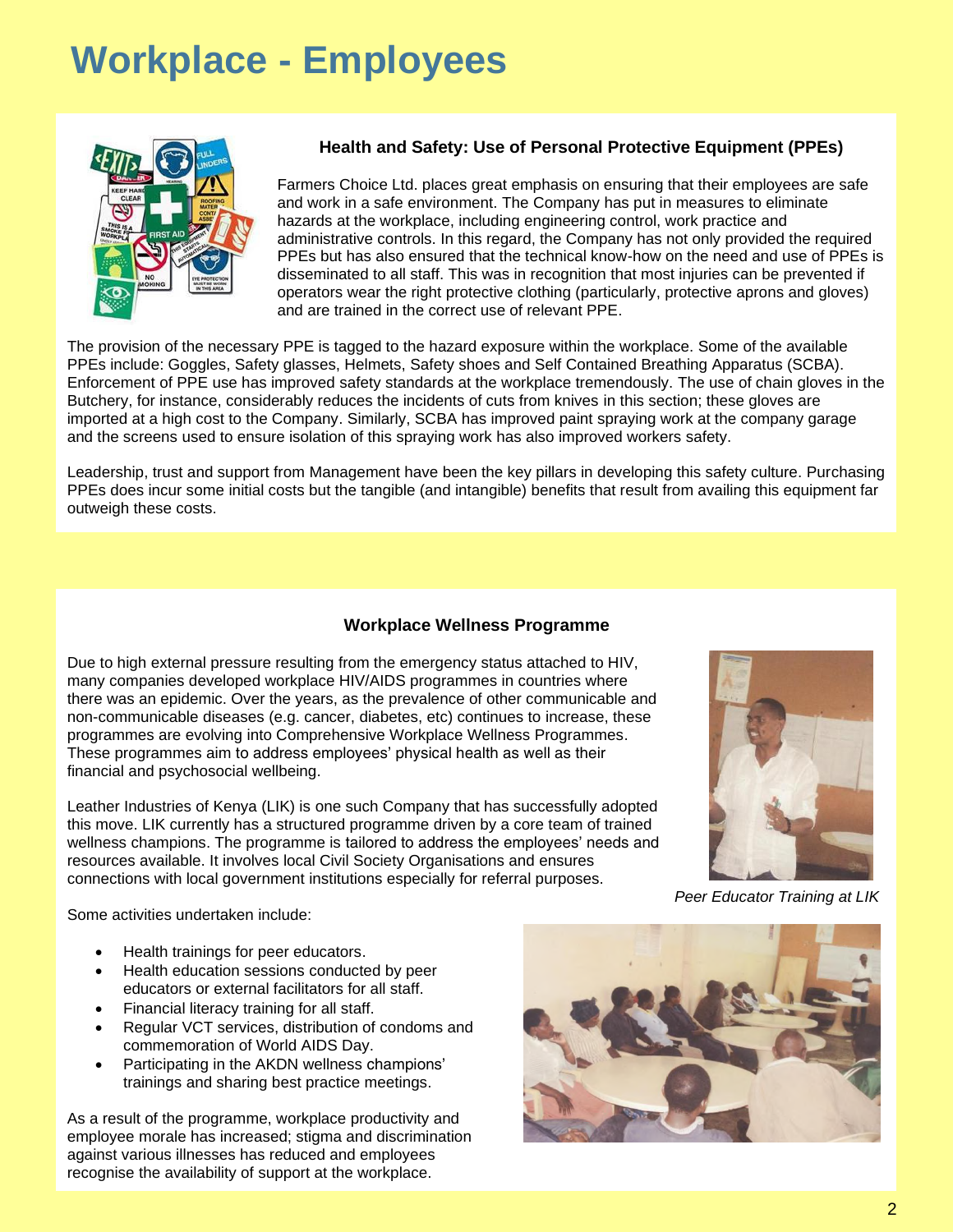# Workplace - Employees

### Health and Safety: Use of Personal Protective Equipment (PPEs)

Farmers Choice Ltd. places great emphasis on ensuring that their employees are safe and work in a safe environment. The Company has put in measures to eliminate hazards at the workplace, including engineering control, work practice and administrative controls. In this regard, the Company has not only provided the required PPEs but has also ensured that the technical know-how on the need and use of PPEs is disseminated to all staff. This was in recognition that most injuries can be prevented if operators wear the right protective clothing (particularly, protective aprons and gloves) and are trained in the correct use of relevant PPE.

The provision of the necessary PPE is tagged to the hazard exposure within the workplace. Some of the available PPEs include: Goggles, Safety glasses, Helmets, Safety shoes and Self Contained Breathing Apparatus (SCBA). Enforcement of PPE use has improved safety standards at the workplace tremendously. The use of chain gloves in the Butchery, for instance, considerably reduces the incidents of cuts from knives in this section; these gloves are imported at a high cost to the Company. Similarly, SCBA has improved paint spraying work at the company garage and the screens used to ensure isolation of this spraying work has also improved workers safety.

Leadership, trust and support from Management have been the key pillars in developing this safety culture. Purchasing PPEs does incur some initial costs but the tangible (and intangible) benefits that result from availing this equipment far outweigh these costs.

### Workplace Wellness Programme

Due to high external pressure resulting from the emergency status attached to HIV, many companies developed workplace HIV/AIDS programmes in countries where there was an epidemic. Over the years, as the prevalence of other communicable and non-communicable diseases (e.g. cancer, diabetes, etc) continues to increase, these programmes are evolving into Comprehensive Workplace Wellness Programmes. These programmes aim to address employees' physical health as well as their financial and psychosocial wellbeing.

Leather Industries of Kenya (LIK) is one such Company that has successfully adopted this move. LIK currently has a structured programme driven by a core team of trained wellness champions. The programme is tailored to address the employees' needs and resources available. It involves local Civil Society Organisations and ensures connections with local government institutions especially for referral purposes.

*Peer Educator Training at LIK*

Some activities undertaken include:

- Health trainings for peer educators.
- Health education sessions conducted by peer educators or external facilitators for all staff.
- Financial literacy training for all staff.
- Regular VCT services, distribution of condoms and commemoration of World AIDS Day.
- Participating in the AKDN wellness champions' trainings and sharing best practice meetings.

As a result of the programme, workplace productivity and employee morale has increased; stigma and discrimination against various illnesses has reduced and employees recognise the availability of support at the workplace.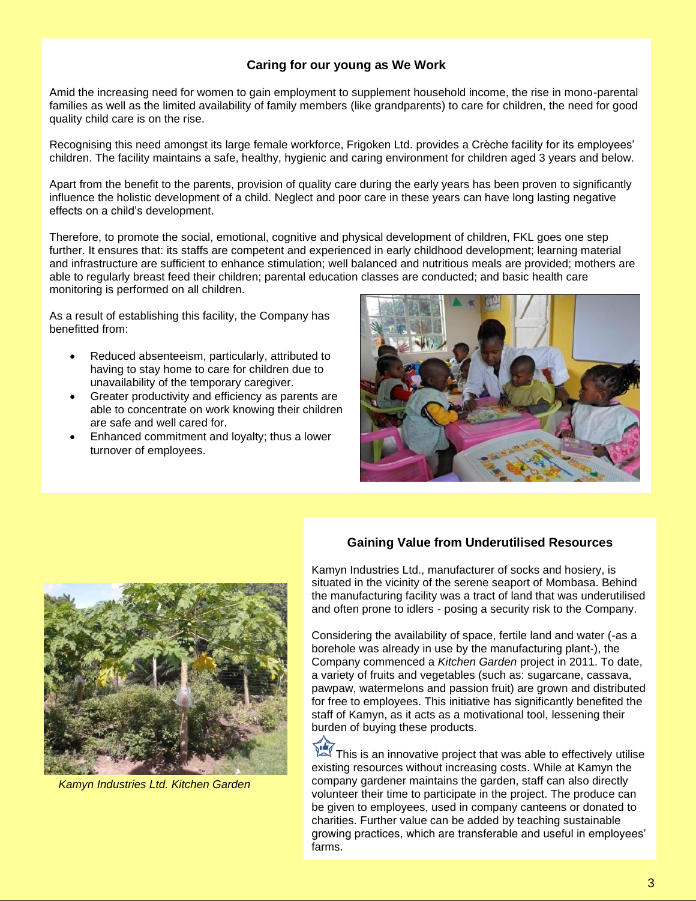### Caring for our young as We Work

Amid the increasing need for women to gain employment to supplement household income, the rise in mono-parental families as well as the limited availability of family members (like grandparents) to care for children, the need for good quality child care is on the rise.

Recognising this need amongst its large female workforce, Frigoken Ltd. provides a Crèche facility for its employees' children. The facility maintains a safe, healthy, hygienic and caring environment for children aged 3 years and below.

Apart from the benefit to the parents, provision of quality care during the early years has been proven to significantly influence the holistic development of a child. Neglect and poor care in these years can have long lasting negative effects on a child's development.

Therefore, to promote the social, emotional, cognitive and physical development of children, FKL goes one step further. It ensures that: its staffs are competent and experienced in early childhood development; learning material and infrastructure are sufficient to enhance stimulation; well balanced and nutritious meals are provided; mothers are able to regularly breast feed their children; parental education classes are conducted; and basic health care monitoring is performed on all children.

As a result of establishing this facility, the Company has benefitted from:

- Reduced absenteeism, particularly, attributed to having to stay home to care for children due to unavailability of the temporary caregiver.
- Greater productivity and efficiency as parents are able to concentrate on work knowing their children are safe and well cared for.
- Enhanced commitment and loyalty; thus a lower turnover of employees.

### Gaining Value from Underutilised Resources

Kamyn Industries Ltd., manufacturer of socks and hosiery, is situated in the vicinity of the serene seaport of Mombasa. Behind the manufacturing facility was a tract of land that was underutilised and often prone to idlers - posing a security risk to the Company.

Considering the availability of space, fertile land and water (-as a borehole was already in use by the manufacturing plant-), the Company commenced a *Kitchen Garden* project in 2011. To date, a variety of fruits and vegetables (such as: sugarcane, cassava, pawpaw, watermelons and passion fruit) are grown and distributed for free to employees. This initiative has significantly benefited the staff of Kamyn, as it acts as a motivational tool, lessening their burden of buying these products.

This is an innovative project that was able to effectively utilise existing resources without increasing costs. While at Kamyn the company gardener maintains the garden, staff can also directly volunteer their time to participate in the project. The produce can be given to employees, used in company canteens or donated to charities. Further value can be added by teaching sustainable growing practices, which are transferable and useful in employees' farms.

*Kamyn Industries Ltd. Kitchen Garden*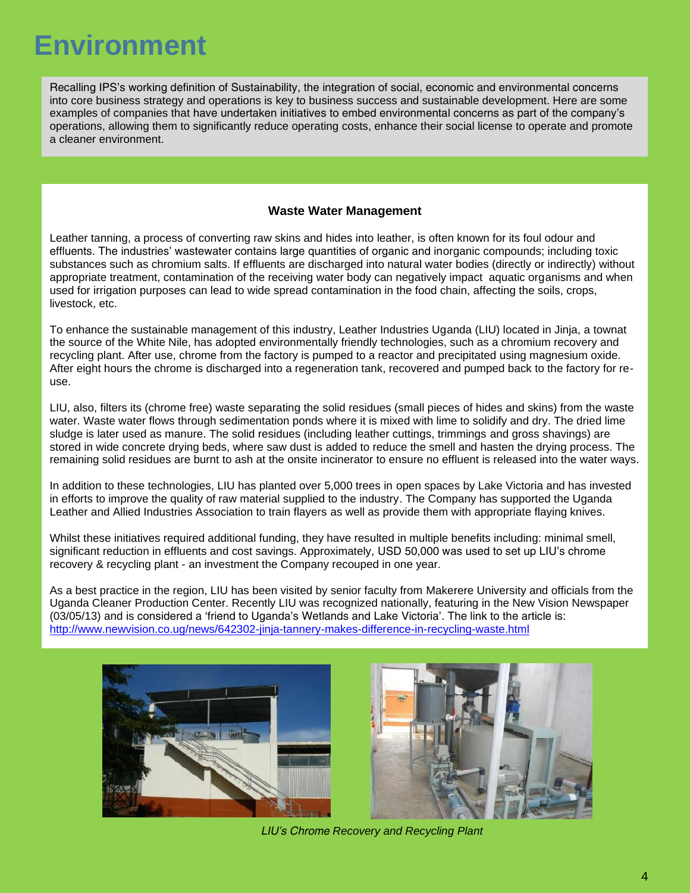# Environment

Recalling IPS's working definition of Sustainability, the integration of social, economic and environmental concerns into core business strategy and operations is key to business success and sustainable development. Here are some examples of companies that have undertaken initiatives to embed environmental concerns as part of the company's operations, allowing them to significantly reduce operating costs, enhance their social license to operate and promote a cleaner environment.

### Waste Water Management

Leather tanning, a process of converting raw skins and hides into leather, is often known for its foul odour and effluents. The industries' wastewater contains large quantities of organic and inorganic compounds; including toxic substances such as chromium salts. If effluents are discharged into natural water bodies (directly or indirectly) without appropriate treatment, contamination of the receiving water body can negatively impact aquatic organisms and when used for irrigation purposes can lead to wide spread contamination in the food chain, affecting the soils, crops, livestock, etc.

To enhance the sustainable management of this industry, Leather Industries Uganda (LIU) located in Jinja, a townat the source of the White Nile, has adopted environmentally friendly technologies, such as a chromium recovery and recycling plant. After use, chrome from the factory is pumped to a reactor and precipitated using magnesium oxide. After eight hours the chrome is discharged into a regeneration tank, recovered and pumped back to the factory for re-use.

LIU, also, filters its (chrome free) waste separating the solid residues (small pieces of hides and skins) from the waste water. Waste water flows through sedimentation ponds where it is mixed with lime to solidify and dry. The dried lime sludge is later used as manure. The solid residues (including leather cuttings, trimmings and gross shavings) are stored in wide concrete drying beds, where saw dust is added to reduce the smell and hasten the drying process. The remaining solid residues are burnt to ash at the onsite incinerator to ensure no effluent is released into the water ways.

In addition to these technologies, LIU has planted over 5,000 trees in open spaces by Lake Victoria and has invested in efforts to improve the quality of raw material supplied to the industry. The Company has supported the Uganda Leather and Allied Industries Association to train flayers as well as provide them with appropriate flaying knives.

Whilst these initiatives required additional funding, they have resulted in multiple benefits including: minimal smell, significant reduction in effluents and cost savings. Approximately, USD 50,000 was used to set up LIU's chrome recovery & recycling plant - an investment the Company recouped in one year.

As a best practice in the region, LIU has been visited by senior faculty from Makerere University and officials from the Uganda Cleaner Production Center. Recently LIU was recognized nationally, featuring in the New Vision Newspaper (03/05/13) and is considered a 'friend to Uganda's Wetlands and Lake Victoria'. The link to the article is: http://www.newvision.co.ug/news/642302-jinja-tannery-makes-difference-in-recycling-waste.html

*LIU's Chrome Recovery and Recycling Plant*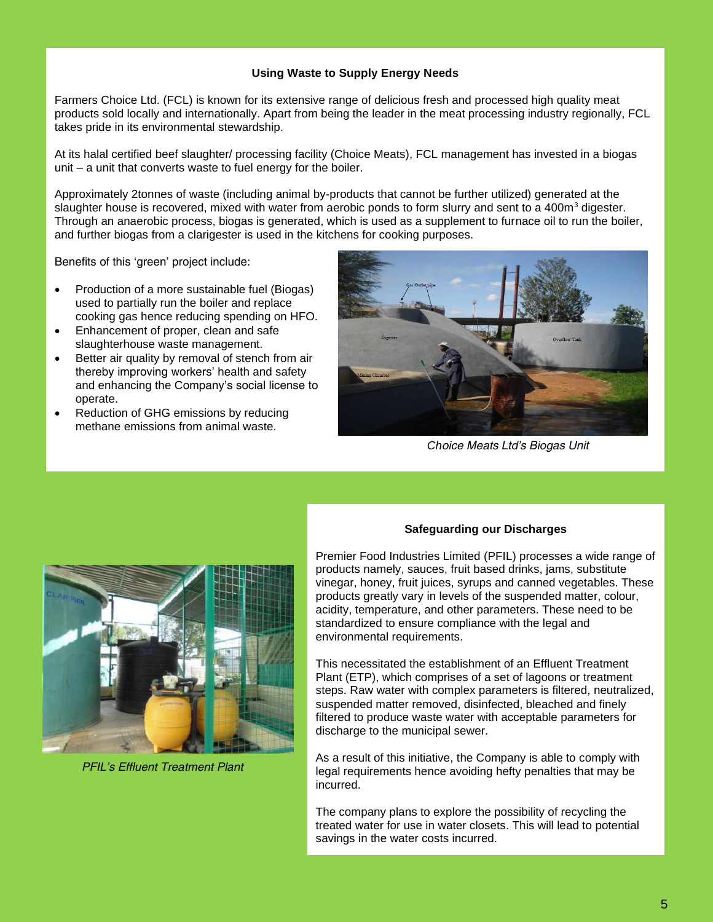### Using Waste to Supply Energy Needs

Farmers Choice Ltd. (FCL) is known for its extensive range of delicious fresh and processed high quality meat products sold locally and internationally. Apart from being the leader in the meat processing industry regionally, FCL takes pride in its environmental stewardship.

At its halal certified beef slaughter/ processing facility (Choice Meats), FCL management has invested in a biogas unit – a unit that converts waste to fuel energy for the boiler.

Approximately 2tonnes of waste (including animal by-products that cannot be further utilized) generated at the slaughter house is recovered, mixed with water from aerobic ponds to form slurry and sent to a 400m$^3$ digester. Through an anaerobic process, biogas is generated, which is used as a supplement to furnace oil to run the boiler, and further biogas from a clarigester is used in the kitchens for cooking purposes.

Benefits of this 'green' project include:

- Production of a more sustainable fuel (Biogas) used to partially run the boiler and replace cooking gas hence reducing spending on HFO.
- Enhancement of proper, clean and safe slaughterhouse waste management.
- Better air quality by removal of stench from air thereby improving workers' health and safety and enhancing the Company's social license to operate.
- Reduction of GHG emissions by reducing methane emissions from animal waste.

*Choice Meats Ltd's Biogas Unit*

### Safeguarding our Discharges

Premier Food Industries Limited (PFIL) processes a wide range of products namely, sauces, fruit based drinks, jams, substitute vinegar, honey, fruit juices, syrups and canned vegetables. These products greatly vary in levels of the suspended matter, colour, acidity, temperature, and other parameters. These need to be standardized to ensure compliance with the legal and environmental requirements.

This necessitated the establishment of an Effluent Treatment Plant (ETP), which comprises of a set of lagoons or treatment steps. Raw water with complex parameters is filtered, neutralized, suspended matter removed, disinfected, bleached and finely filtered to produce waste water with acceptable parameters for discharge to the municipal sewer.

As a result of this initiative, the Company is able to comply with legal requirements hence avoiding hefty penalties that may be incurred.

The company plans to explore the possibility of recycling the treated water for use in water closets. This will lead to potential savings in the water costs incurred.

*PFIL's Effluent Treatment Plant*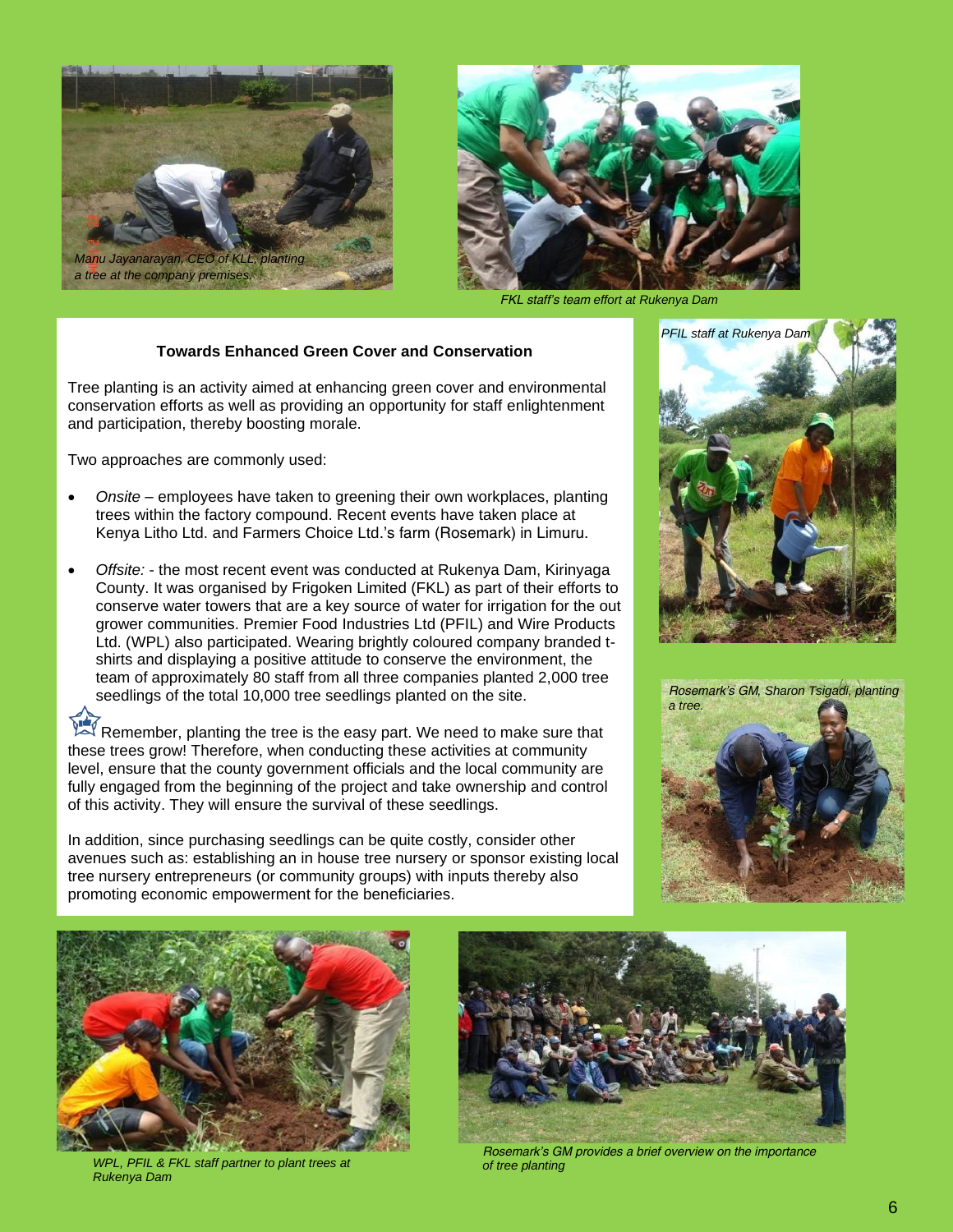*Manu Jayanarayan, CEO of KLL, planting a tree at the company premises.*

*FKL staff's team effort at Rukenya Dam*

### Towards Enhanced Green Cover and Conservation

Tree planting is an activity aimed at enhancing green cover and environmental conservation efforts as well as providing an opportunity for staff enlightenment and participation, thereby boosting morale.

Two approaches are commonly used:

- *Onsite* – employees have taken to greening their own workplaces, planting trees within the factory compound. Recent events have taken place at Kenya Litho Ltd. and Farmers Choice Ltd.'s farm (Rosemark) in Limuru.
- *Offsite:* - the most recent event was conducted at Rukenya Dam, Kirinyaga County. It was organised by Frigoken Limited (FKL) as part of their efforts to conserve water towers that are a key source of water for irrigation for the out grower communities. Premier Food Industries Ltd (PFIL) and Wire Products Ltd. (WPL) also participated. Wearing brightly coloured company branded t-shirts and displaying a positive attitude to conserve the environment, the team of approximately 80 staff from all three companies planted 2,000 tree seedlings of the total 10,000 tree seedlings planted on the site.

Remember, planting the tree is the easy part. We need to make sure that these trees grow! Therefore, when conducting these activities at community level, ensure that the county government officials and the local community are fully engaged from the beginning of the project and take ownership and control of this activity. They will ensure the survival of these seedlings.

In addition, since purchasing seedlings can be quite costly, consider other avenues such as: establishing an in house tree nursery or sponsor existing local tree nursery entrepreneurs (or community groups) with inputs thereby also promoting economic empowerment for the beneficiaries.

*PFIL staff at Rukenya Dam*

*Rosemark's GM, Sharon Tsigadi, planting a tree.*

*WPL, PFIL & FKL staff partner to plant trees at Rukenya Dam*

*Rosemark's GM provides a brief overview on the importance of tree planting*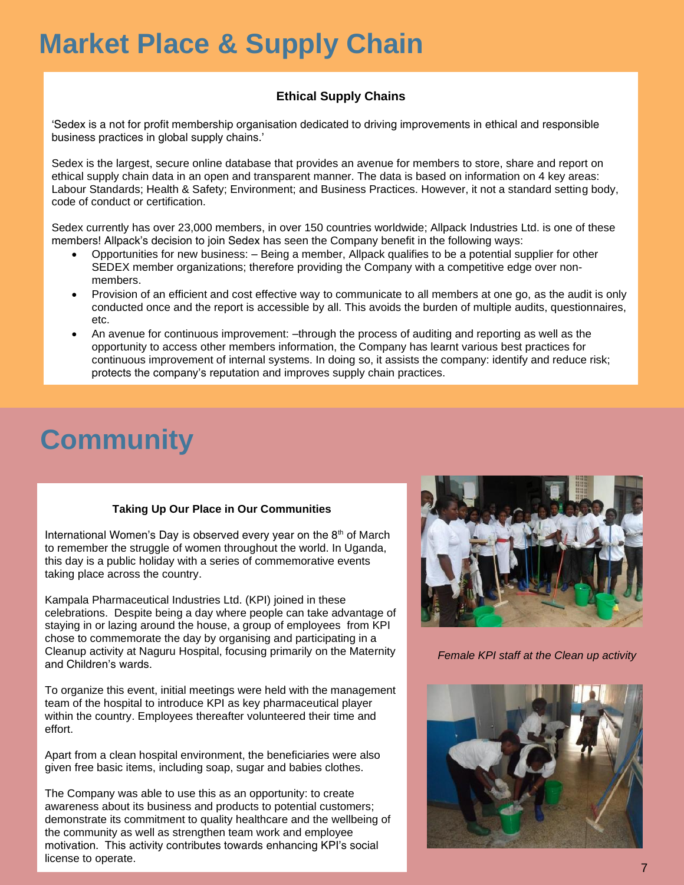# Market Place & Supply Chain

### Ethical Supply Chains

'Sedex is a not for profit membership organisation dedicated to driving improvements in ethical and responsible business practices in global supply chains.'

Sedex is the largest, secure online database that provides an avenue for members to store, share and report on ethical supply chain data in an open and transparent manner. The data is based on information on 4 key areas: Labour Standards; Health & Safety; Environment; and Business Practices. However, it not a standard setting body, code of conduct or certification.

Sedex currently has over 23,000 members, in over 150 countries worldwide; Allpack Industries Ltd. is one of these members! Allpack's decision to join Sedex has seen the Company benefit in the following ways:

- Opportunities for new business: – Being a member, Allpack qualifies to be a potential supplier for other SEDEX member organizations; therefore providing the Company with a competitive edge over non-members.
- Provision of an efficient and cost effective way to communicate to all members at one go, as the audit is only conducted once and the report is accessible by all. This avoids the burden of multiple audits, questionnaires, etc.
- An avenue for continuous improvement: –through the process of auditing and reporting as well as the opportunity to access other members information, the Company has learnt various best practices for continuous improvement of internal systems. In doing so, it assists the company: identify and reduce risk; protects the company's reputation and improves supply chain practices.

# Community

### Taking Up Our Place in Our Communities

International Women's Day is observed every year on the 8th of March to remember the struggle of women throughout the world. In Uganda, this day is a public holiday with a series of commemorative events taking place across the country.

Kampala Pharmaceutical Industries Ltd. (KPI) joined in these celebrations. Despite being a day where people can take advantage of staying in or lazing around the house, a group of employees from KPI chose to commemorate the day by organising and participating in a Cleanup activity at Naguru Hospital, focusing primarily on the Maternity and Children's wards.

To organize this event, initial meetings were held with the management team of the hospital to introduce KPI as key pharmaceutical player within the country. Employees thereafter volunteered their time and effort.

Apart from a clean hospital environment, the beneficiaries were also given free basic items, including soap, sugar and babies clothes.

The Company was able to use this as an opportunity: to create awareness about its business and products to potential customers; demonstrate its commitment to quality healthcare and the wellbeing of the community as well as strengthen team work and employee motivation. This activity contributes towards enhancing KPI's social license to operate.

*Female KPI staff at the Clean up activity*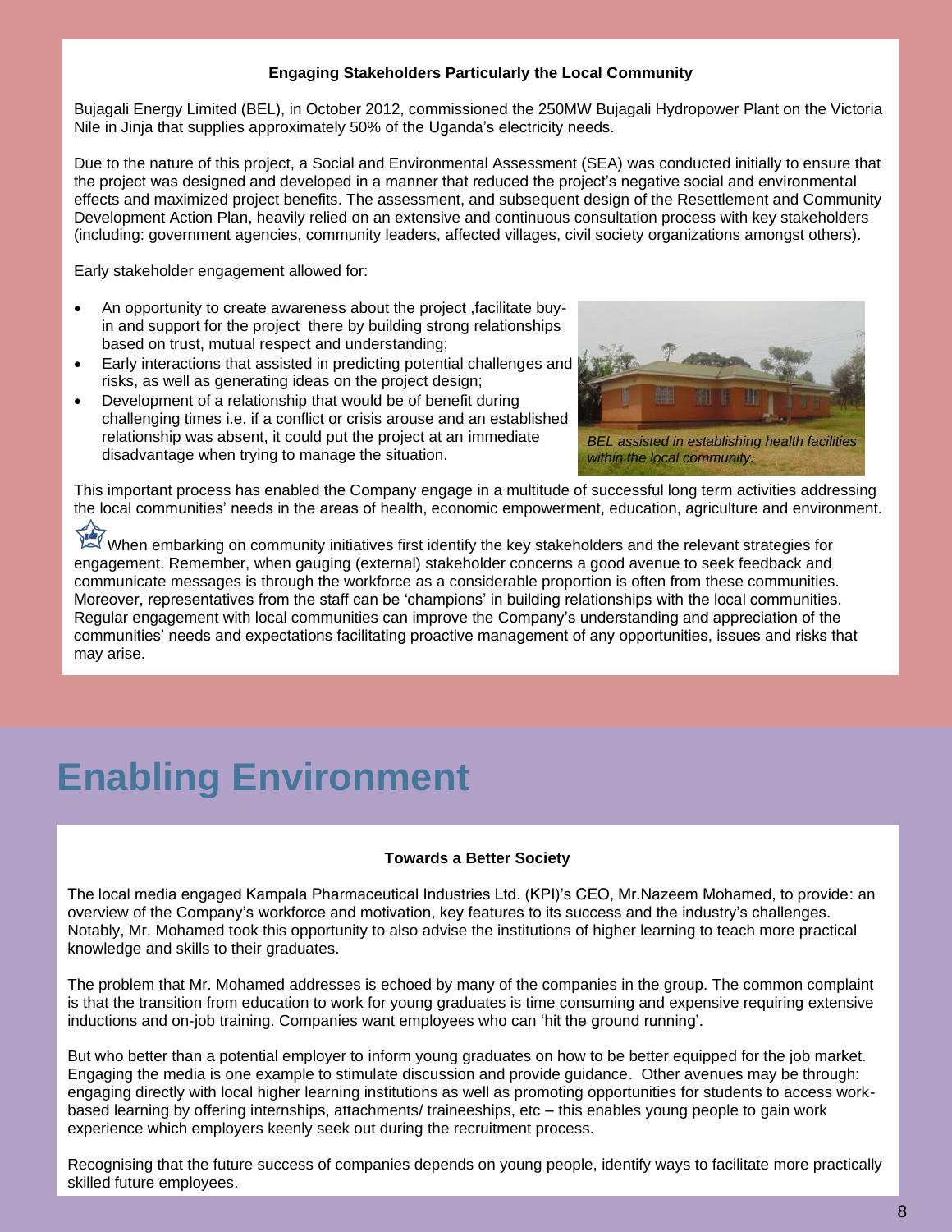#### Engaging Stakeholders Particularly the Local Community

Bujagali Energy Limited (BEL), in October 2012, commissioned the 250MW Bujagali Hydropower Plant on the Victoria Nile in Jinja that supplies approximately 50% of the Uganda's electricity needs.

Due to the nature of this project, a Social and Environmental Assessment (SEA) was conducted initially to ensure that the project was designed and developed in a manner that reduced the project's negative social and environmental effects and maximized project benefits. The assessment, and subsequent design of the Resettlement and Community Development Action Plan, heavily relied on an extensive and continuous consultation process with key stakeholders (including: government agencies, community leaders, affected villages, civil society organizations amongst others).

Early stakeholder engagement allowed for:

- An opportunity to create awareness about the project ,facilitate buy-in and support for the project there by building strong relationships based on trust, mutual respect and understanding;
- Early interactions that assisted in predicting potential challenges and risks, as well as generating ideas on the project design;
- Development of a relationship that would be of benefit during challenging times i.e. if a conflict or crisis arouse and an established relationship was absent, it could put the project at an immediate disadvantage when trying to manage the situation.

*BEL assisted in establishing health facilities within the local community.*

This important process has enabled the Company engage in a multitude of successful long term activities addressing the local communities' needs in the areas of health, economic empowerment, education, agriculture and environment.

When embarking on community initiatives first identify the key stakeholders and the relevant strategies for engagement. Remember, when gauging (external) stakeholder concerns a good avenue to seek feedback and communicate messages is through the workforce as a considerable proportion is often from these communities. Moreover, representatives from the staff can be 'champions' in building relationships with the local communities. Regular engagement with local communities can improve the Company's understanding and appreciation of the communities' needs and expectations facilitating proactive management of any opportunities, issues and risks that may arise.

# Enabling Environment

#### Towards a Better Society

The local media engaged Kampala Pharmaceutical Industries Ltd. (KPI)'s CEO, Mr.Nazeem Mohamed, to provide: an overview of the Company's workforce and motivation, key features to its success and the industry's challenges. Notably, Mr. Mohamed took this opportunity to also advise the institutions of higher learning to teach more practical knowledge and skills to their graduates.

The problem that Mr. Mohamed addresses is echoed by many of the companies in the group. The common complaint is that the transition from education to work for young graduates is time consuming and expensive requiring extensive inductions and on-job training. Companies want employees who can 'hit the ground running'.

But who better than a potential employer to inform young graduates on how to be better equipped for the job market. Engaging the media is one example to stimulate discussion and provide guidance. Other avenues may be through: engaging directly with local higher learning institutions as well as promoting opportunities for students to access work-based learning by offering internships, attachments/ traineeships, etc – this enables young people to gain work experience which employers keenly seek out during the recruitment process.

Recognising that the future success of companies depends on young people, identify ways to facilitate more practically skilled future employees.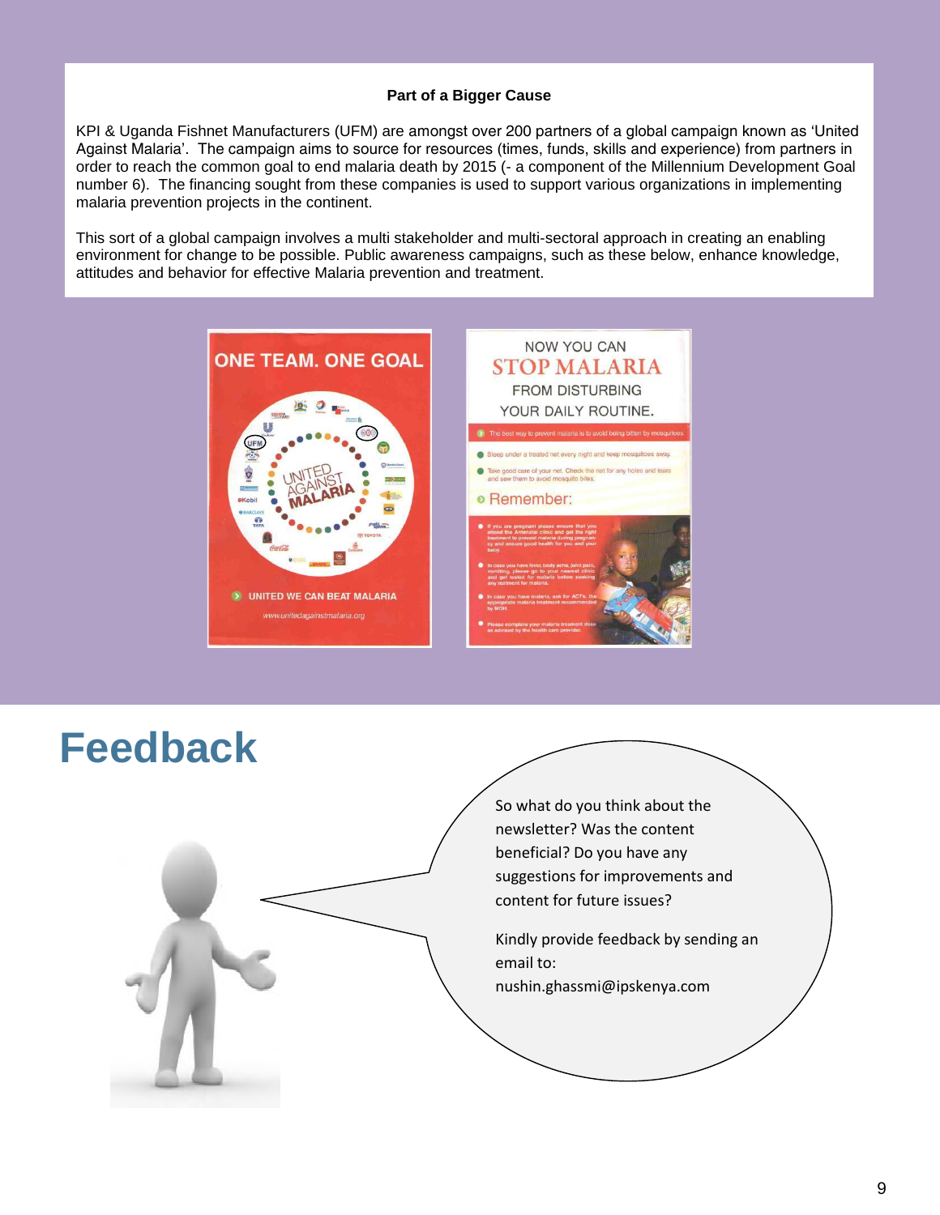### Part of a Bigger Cause

KPI & Uganda Fishnet Manufacturers (UFM) are amongst over 200 partners of a global campaign known as 'United Against Malaria'. The campaign aims to source for resources (times, funds, skills and experience) from partners in order to reach the common goal to end malaria death by 2015 (- a component of the Millennium Development Goal number 6). The financing sought from these companies is used to support various organizations in implementing malaria prevention projects in the continent.

This sort of a global campaign involves a multi stakeholder and multi-sectoral approach in creating an enabling environment for change to be possible. Public awareness campaigns, such as these below, enhance knowledge, attitudes and behavior for effective Malaria prevention and treatment.

# Feedback

So what do you think about the newsletter? Was the content beneficial? Do you have any suggestions for improvements and content for future issues?

Kindly provide feedback by sending an email to:
nushin.ghassmi@ipskenya.com